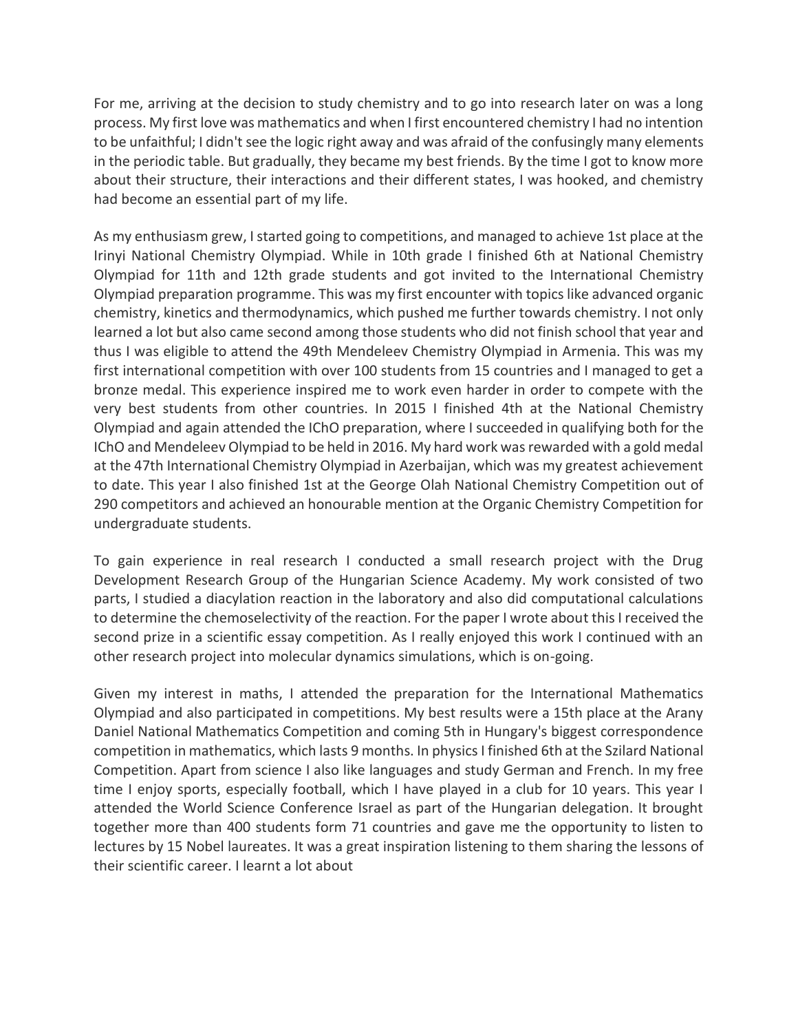For me, arriving at the decision to study chemistry and to go into research later on was a long process. My first love was mathematics and when I first encountered chemistry I had no intention to be unfaithful; I didn't see the logic right away and was afraid of the confusingly many elements in the periodic table. But gradually, they became my best friends. By the time I got to know more about their structure, their interactions and their different states, I was hooked, and chemistry had become an essential part of my life.

As my enthusiasm grew, I started going to competitions, and managed to achieve 1st place at the Irinyi National Chemistry Olympiad. While in 10th grade I finished 6th at National Chemistry Olympiad for 11th and 12th grade students and got invited to the International Chemistry Olympiad preparation programme. This was my first encounter with topics like advanced organic chemistry, kinetics and thermodynamics, which pushed me further towards chemistry. I not only learned a lot but also came second among those students who did not finish school that year and thus I was eligible to attend the 49th Mendeleev Chemistry Olympiad in Armenia. This was my first international competition with over 100 students from 15 countries and I managed to get a bronze medal. This experience inspired me to work even harder in order to compete with the very best students from other countries. In 2015 I finished 4th at the National Chemistry Olympiad and again attended the IChO preparation, where I succeeded in qualifying both for the IChO and Mendeleev Olympiad to be held in 2016. My hard work was rewarded with a gold medal at the 47th International Chemistry Olympiad in Azerbaijan, which was my greatest achievement to date. This year I also finished 1st at the George Olah National Chemistry Competition out of 290 competitors and achieved an honourable mention at the Organic Chemistry Competition for undergraduate students.

To gain experience in real research I conducted a small research project with the Drug Development Research Group of the Hungarian Science Academy. My work consisted of two parts, I studied a diacylation reaction in the laboratory and also did computational calculations to determine the chemoselectivity of the reaction. For the paper I wrote about this I received the second prize in a scientific essay competition. As I really enjoyed this work I continued with an other research project into molecular dynamics simulations, which is on-going.

Given my interest in maths, I attended the preparation for the International Mathematics Olympiad and also participated in competitions. My best results were a 15th place at the Arany Daniel National Mathematics Competition and coming 5th in Hungary's biggest correspondence competition in mathematics, which lasts 9 months. In physics I finished 6th at the Szilard National Competition. Apart from science I also like languages and study German and French. In my free time I enjoy sports, especially football, which I have played in a club for 10 years. This year I attended the World Science Conference Israel as part of the Hungarian delegation. It brought together more than 400 students form 71 countries and gave me the opportunity to listen to lectures by 15 Nobel laureates. It was a great inspiration listening to them sharing the lessons of their scientific career. I learnt a lot about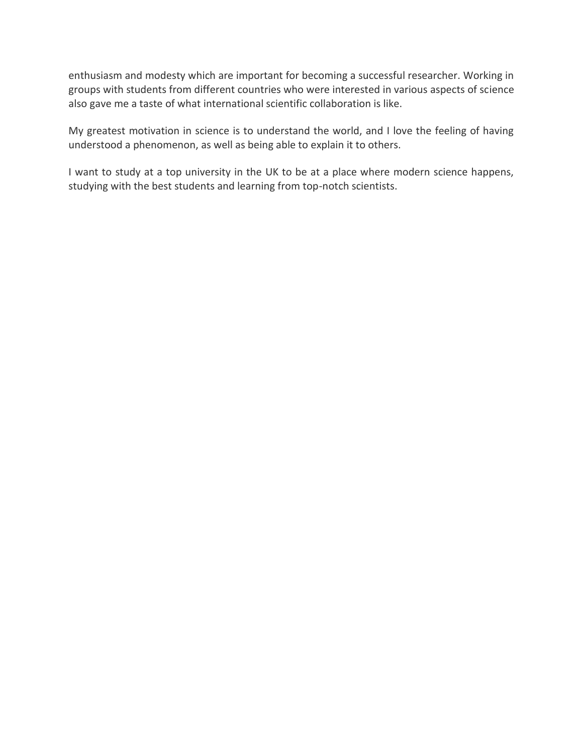enthusiasm and modesty which are important for becoming a successful researcher. Working in groups with students from different countries who were interested in various aspects of science also gave me a taste of what international scientific collaboration is like.

My greatest motivation in science is to understand the world, and I love the feeling of having understood a phenomenon, as well as being able to explain it to others.

I want to study at a top university in the UK to be at a place where modern science happens, studying with the best students and learning from top-notch scientists.